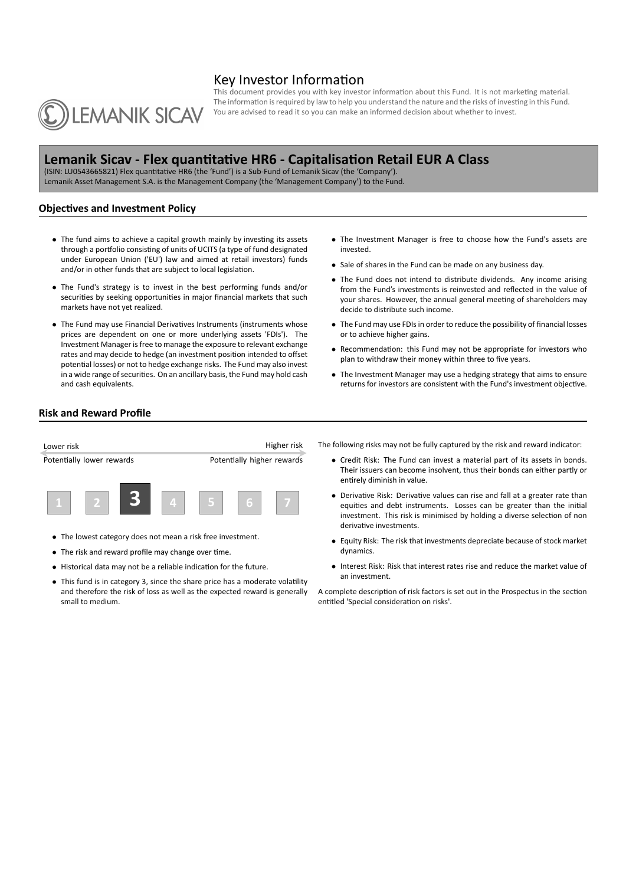# Key Investor Information

This document provides you with key investor information about this Fund. It is not marketing material. The information is required by law to help you understand the nature and the risks of investing in this Fund. You are advised to read it so you can make an informed decision about whether to invest.

## Lemanik Sicav - Flex quantitative HR6 - Capitalisation Retail EUR A Class

(ISIN: LU0543665821) Flex quantitative HR6 (the 'Fund') is a Sub-Fund of Lemanik Sicav (the 'Company').
Lemanik Asset Management S.A. is the Management Company (the 'Management Company') to the Fund.

### Objectives and Investment Policy

- The fund aims to achieve a capital growth mainly by investing its assets through a portfolio consisting of units of UCITS (a type of fund designated under European Union ('EU') law and aimed at retail investors) funds and/or in other funds that are subject to local legislation.
- The Fund's strategy is to invest in the best performing funds and/or securities by seeking opportunities in major financial markets that such markets have not yet realized.
- The Fund may use Financial Derivatives Instruments (instruments whose prices are dependent on one or more underlying assets 'FDIs'). The Investment Manager is free to manage the exposure to relevant exchange rates and may decide to hedge (an investment position intended to offset potential losses) or not to hedge exchange risks. The Fund may also invest in a wide range of securities. On an ancillary basis, the Fund may hold cash and cash equivalents.
- The Investment Manager is free to choose how the Fund's assets are invested.
- Sale of shares in the Fund can be made on any business day.
- The Fund does not intend to distribute dividends. Any income arising from the Fund's investments is reinvested and reflected in the value of your shares. However, the annual general meeting of shareholders may decide to distribute such income.
- The Fund may use FDIs in order to reduce the possibility of financial losses or to achieve higher gains.
- Recommendation: this Fund may not be appropriate for investors who plan to withdraw their money within three to five years.
- The Investment Manager may use a hedging strategy that aims to ensure returns for investors are consistent with the Fund's investment objective.

### Risk and Reward Profile

Lower risk — Higher risk

Potentially lower rewards — Potentially higher rewards

| 1 | 2 | **3** | 4 | 5 | 6 | 7 |
|---|---|---|---|---|---|---|

- The lowest category does not mean a risk free investment.
- The risk and reward profile may change over time.
- Historical data may not be a reliable indication for the future.
- This fund is in category 3, since the share price has a moderate volatility and therefore the risk of loss as well as the expected reward is generally small to medium.

The following risks may not be fully captured by the risk and reward indicator:

- Credit Risk: The Fund can invest a material part of its assets in bonds. Their issuers can become insolvent, thus their bonds can either partly or entirely diminish in value.
- Derivative Risk: Derivative values can rise and fall at a greater rate than equities and debt instruments. Losses can be greater than the initial investment. This risk is minimised by holding a diverse selection of non derivative investments.
- Equity Risk: The risk that investments depreciate because of stock market dynamics.
- Interest Risk: Risk that interest rates rise and reduce the market value of an investment.

A complete description of risk factors is set out in the Prospectus in the section entitled 'Special consideration on risks'.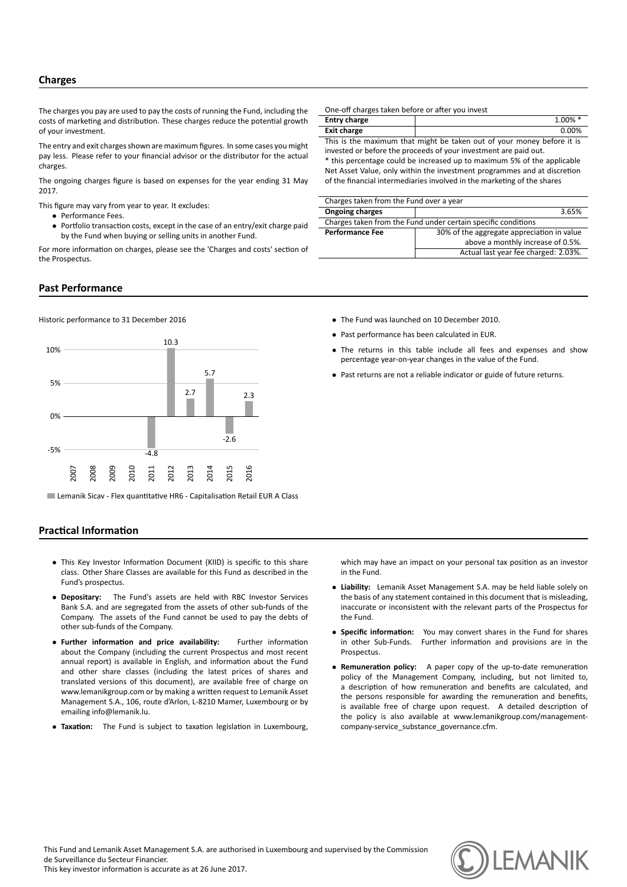## Charges

The charges you pay are used to pay the costs of running the Fund, including the costs of marketing and distribution. These charges reduce the potential growth of your investment.

The entry and exit charges shown are maximum figures. In some cases you might pay less. Please refer to your financial advisor or the distributor for the actual charges.

The ongoing charges figure is based on expenses for the year ending 31 May 2017.

This figure may vary from year to year. It excludes:

- Performance Fees.
- Portfolio transaction costs, except in the case of an entry/exit charge paid by the Fund when buying or selling units in another Fund.

For more information on charges, please see the 'Charges and costs' section of the Prospectus.

| One-off charges taken before or after you invest | |
|---|---|
| **Entry charge** | 1.00% * |
| **Exit charge** | 0.00% |

This is the maximum that might be taken out of your money before it is invested or before the proceeds of your investment are paid out.
* this percentage could be increased up to maximum 5% of the applicable Net Asset Value, only within the investment programmes and at discretion of the financial intermediaries involved in the marketing of the shares

| Charges taken from the Fund over a year | |
|---|---|
| **Ongoing charges** | 3.65% |
| Charges taken from the Fund under certain specific conditions | |
| **Performance Fee** | 30% of the aggregate appreciation in value above a monthly increase of 0.5%. |
| | Actual last year fee charged: 2.03%. |

## Past Performance

Historic performance to 31 December 2016

10%
5%
0%
-5%

10.3
5.7
2.7
2.3
-2.6
-4.8

2007 2008 2009 2010 2011 2012 2013 2014 2015 2016

Lemanik Sicav - Flex quantitative HR6 - Capitalisation Retail EUR A Class

- The Fund was launched on 10 December 2010.
- Past performance has been calculated in EUR.
- The returns in this table include all fees and expenses and show percentage year-on-year changes in the value of the Fund.
- Past returns are not a reliable indicator or guide of future returns.

## Practical Information

- This Key Investor Information Document (KIID) is specific to this share class. Other Share Classes are available for this Fund as described in the Fund's prospectus.
- **Depositary:** The Fund's assets are held with RBC Investor Services Bank S.A. and are segregated from the assets of other sub-funds of the Company. The assets of the Fund cannot be used to pay the debts of other sub-funds of the Company.
- **Further information and price availability:** Further information about the Company (including the current Prospectus and most recent annual report) is available in English, and information about the Fund and other share classes (including the latest prices of shares and translated versions of this document), are available free of charge on www.lemanikgroup.com or by making a written request to Lemanik Asset Management S.A., 106, route d'Arlon, L-8210 Mamer, Luxembourg or by emailing info@lemanik.lu.
- **Taxation:** The Fund is subject to taxation legislation in Luxembourg, which may have an impact on your personal tax position as an investor in the Fund.
- **Liability:** Lemanik Asset Management S.A. may be held liable solely on the basis of any statement contained in this document that is misleading, inaccurate or inconsistent with the relevant parts of the Prospectus for the Fund.
- **Specific information:** You may convert shares in the Fund for shares in other Sub-Funds. Further information and provisions are in the Prospectus.
- **Remuneration policy:** A paper copy of the up-to-date remuneration policy of the Management Company, including, but not limited to, a description of how remuneration and benefits are calculated, and the persons responsible for awarding the remuneration and benefits, is available free of charge upon request. A detailed description of the policy is also available at www.lemanikgroup.com/management-company-service_substance_governance.cfm.

This Fund and Lemanik Asset Management S.A. are authorised in Luxembourg and supervised by the Commission de Surveillance du Secteur Financier.
This key investor information is accurate as at 26 June 2017.

LEMANIK